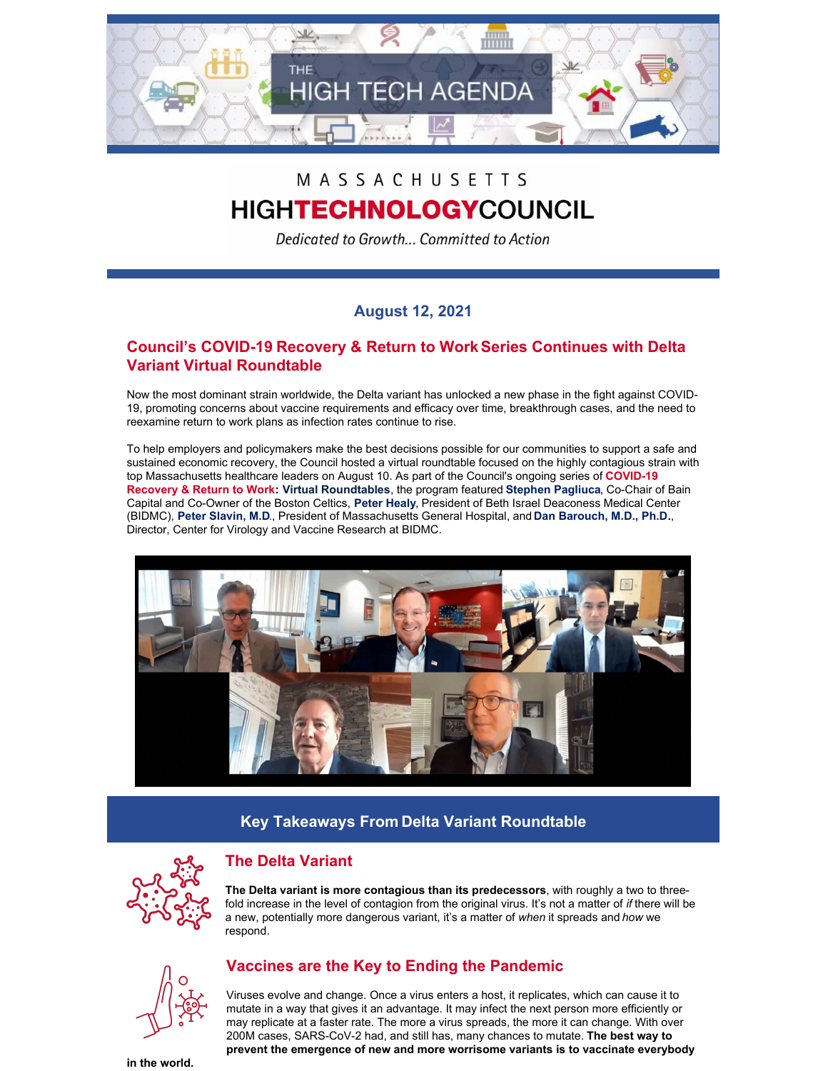MASSACHUSETTS HIGHTECHNOLOGYCOUNCIL

*Dedicated to Growth... Committed to Action*

## August 12, 2021

## Council's COVID-19 Recovery & Return to Work Series Continues with Delta Variant Virtual Roundtable

Now the most dominant strain worldwide, the Delta variant has unlocked a new phase in the fight against COVID-19, promoting concerns about vaccine requirements and efficacy over time, breakthrough cases, and the need to reexamine return to work plans as infection rates continue to rise.

To help employers and policymakers make the best decisions possible for our communities to support a safe and sustained economic recovery, the Council hosted a virtual roundtable focused on the highly contagious strain with top Massachusetts healthcare leaders on August 10. As part of the Council's ongoing series of **COVID-19 Recovery & Return to Work: Virtual Roundtables**, the program featured **Stephen Pagliuca**, Co-Chair of Bain Capital and Co-Owner of the Boston Celtics, **Peter Healy**, President of Beth Israel Deaconess Medical Center (BIDMC), **Peter Slavin, M.D.**, President of Massachusetts General Hospital, and **Dan Barouch, M.D., Ph.D.**, Director, Center for Virology and Vaccine Research at BIDMC.

## Key Takeaways From Delta Variant Roundtable

### The Delta Variant

**The Delta variant is more contagious than its predecessors**, with roughly a two to three-fold increase in the level of contagion from the original virus. It's not a matter of *if* there will be a new, potentially more dangerous variant, it's a matter of *when* it spreads and *how* we respond.

### Vaccines are the Key to Ending the Pandemic

Viruses evolve and change. Once a virus enters a host, it replicates, which can cause it to mutate in a way that gives it an advantage. It may infect the next person more efficiently or may replicate at a faster rate. The more a virus spreads, the more it can change. With over 200M cases, SARS-CoV-2 had, and still has, many chances to mutate. **The best way to prevent the emergence of new and more worrisome variants is to vaccinate everybody in the world.**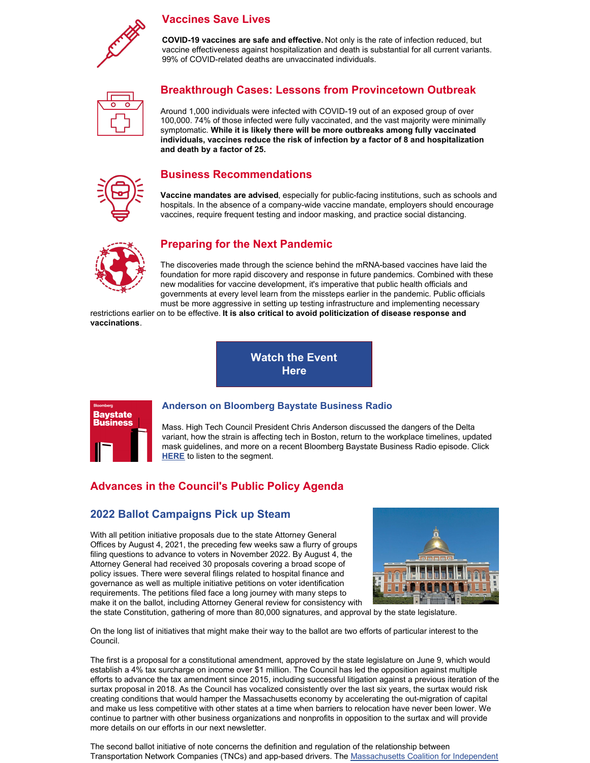## Vaccines Save Lives

**COVID-19 vaccines are safe and effective.** Not only is the rate of infection reduced, but vaccine effectiveness against hospitalization and death is substantial for all current variants. 99% of COVID-related deaths are unvaccinated individuals.

## Breakthrough Cases: Lessons from Provincetown Outbreak

Around 1,000 individuals were infected with COVID-19 out of an exposed group of over 100,000. 74% of those infected were fully vaccinated, and the vast majority were minimally symptomatic. **While it is likely there will be more outbreaks among fully vaccinated individuals, vaccines reduce the risk of infection by a factor of 8 and hospitalization and death by a factor of 25.**

## Business Recommendations

**Vaccine mandates are advised**, especially for public-facing institutions, such as schools and hospitals. In the absence of a company-wide vaccine mandate, employers should encourage vaccines, require frequent testing and indoor masking, and practice social distancing.

## Preparing for the Next Pandemic

The discoveries made through the science behind the mRNA-based vaccines have laid the foundation for more rapid discovery and response in future pandemics. Combined with these new modalities for vaccine development, it's imperative that public health officials and governments at every level learn from the missteps earlier in the pandemic. Public officials must be more aggressive in setting up testing infrastructure and implementing necessary restrictions earlier on to be effective. **It is also critical to avoid politicization of disease response and vaccinations**.

**Watch the Event Here**

### Anderson on Bloomberg Baystate Business Radio

Mass. High Tech Council President Chris Anderson discussed the dangers of the Delta variant, how the strain is affecting tech in Boston, return to the workplace timelines, updated mask guidelines, and more on a recent Bloomberg Baystate Business Radio episode. Click **HERE** to listen to the segment.

## Advances in the Council's Public Policy Agenda

### 2022 Ballot Campaigns Pick up Steam

With all petition initiative proposals due to the state Attorney General Offices by August 4, 2021, the preceding few weeks saw a flurry of groups filing questions to advance to voters in November 2022. By August 4, the Attorney General had received 30 proposals covering a broad scope of policy issues. There were several filings related to hospital finance and governance as well as multiple initiative petitions on voter identification requirements. The petitions filed face a long journey with many steps to make it on the ballot, including Attorney General review for consistency with the state Constitution, gathering of more than 80,000 signatures, and approval by the state legislature.

On the long list of initiatives that might make their way to the ballot are two efforts of particular interest to the Council.

The first is a proposal for a constitutional amendment, approved by the state legislature on June 9, which would establish a 4% tax surcharge on income over $1 million. The Council has led the opposition against multiple efforts to advance the tax amendment since 2015, including successful litigation against a previous iteration of the surtax proposal in 2018. As the Council has vocalized consistently over the last six years, the surtax would risk creating conditions that would hamper the Massachusetts economy by accelerating the out-migration of capital and make us less competitive with other states at a time when barriers to relocation have never been lower. We continue to partner with other business organizations and nonprofits in opposition to the surtax and will provide more details on our efforts in our next newsletter.

The second ballot initiative of note concerns the definition and regulation of the relationship between Transportation Network Companies (TNCs) and app-based drivers. The Massachusetts Coalition for Independent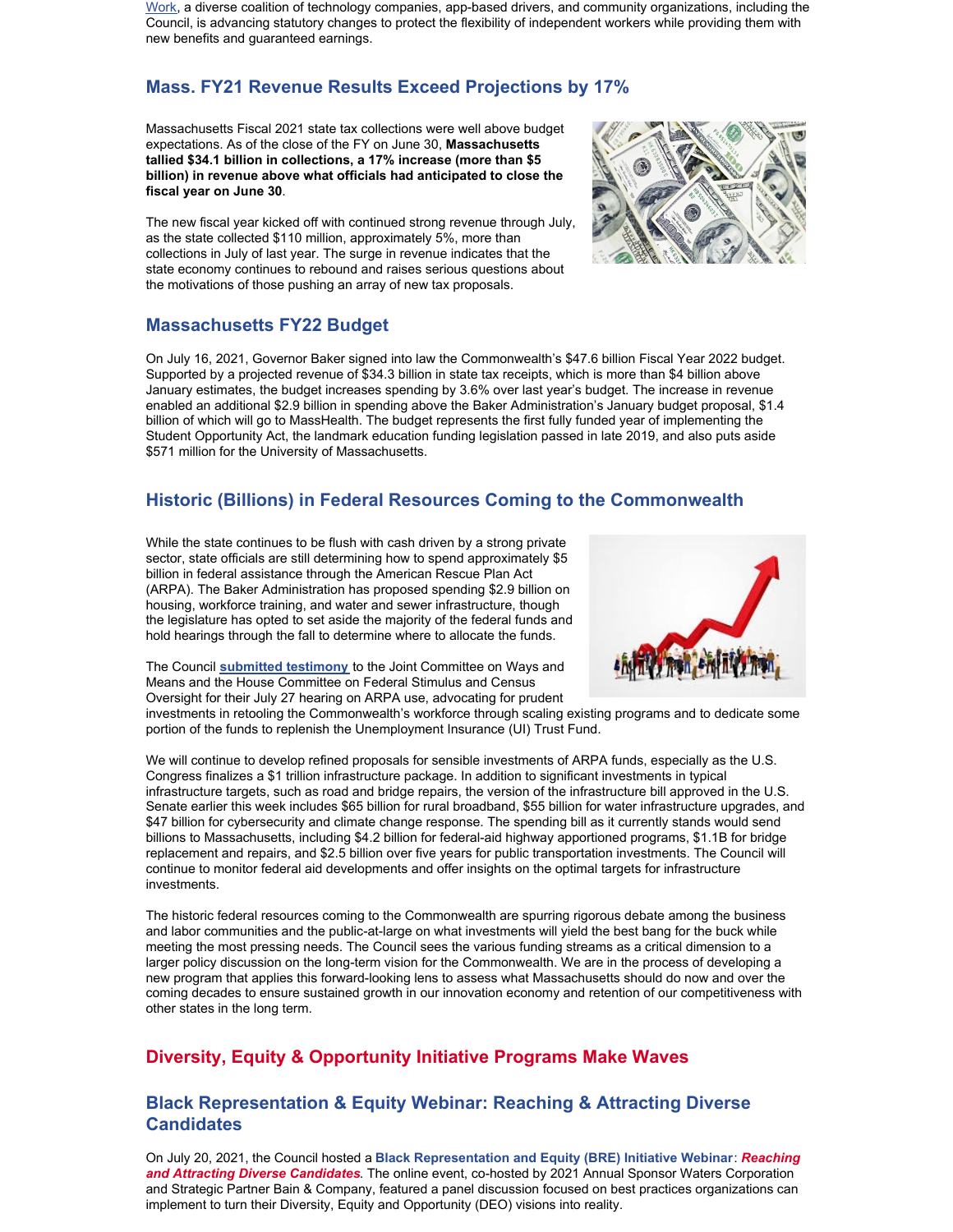Work, a diverse coalition of technology companies, app-based drivers, and community organizations, including the Council, is advancing statutory changes to protect the flexibility of independent workers while providing them with new benefits and guaranteed earnings.

## Mass. FY21 Revenue Results Exceed Projections by 17%

Massachusetts Fiscal 2021 state tax collections were well above budget expectations. As of the close of the FY on June 30, **Massachusetts tallied $34.1 billion in collections, a 17% increase (more than $5 billion) in revenue above what officials had anticipated to close the fiscal year on June 30**.

The new fiscal year kicked off with continued strong revenue through July, as the state collected $110 million, approximately 5%, more than collections in July of last year. The surge in revenue indicates that the state economy continues to rebound and raises serious questions about the motivations of those pushing an array of new tax proposals.

## Massachusetts FY22 Budget

On July 16, 2021, Governor Baker signed into law the Commonwealth's $47.6 billion Fiscal Year 2022 budget. Supported by a projected revenue of $34.3 billion in state tax receipts, which is more than $4 billion above January estimates, the budget increases spending by 3.6% over last year's budget. The increase in revenue enabled an additional $2.9 billion in spending above the Baker Administration's January budget proposal, $1.4 billion of which will go to MassHealth. The budget represents the first fully funded year of implementing the Student Opportunity Act, the landmark education funding legislation passed in late 2019, and also puts aside $571 million for the University of Massachusetts.

## Historic (Billions) in Federal Resources Coming to the Commonwealth

While the state continues to be flush with cash driven by a strong private sector, state officials are still determining how to spend approximately $5 billion in federal assistance through the American Rescue Plan Act (ARPA). The Baker Administration has proposed spending $2.9 billion on housing, workforce training, and water and sewer infrastructure, though the legislature has opted to set aside the majority of the federal funds and hold hearings through the fall to determine where to allocate the funds.

The Council **submitted testimony** to the Joint Committee on Ways and Means and the House Committee on Federal Stimulus and Census Oversight for their July 27 hearing on ARPA use, advocating for prudent investments in retooling the Commonwealth's workforce through scaling existing programs and to dedicate some portion of the funds to replenish the Unemployment Insurance (UI) Trust Fund.

We will continue to develop refined proposals for sensible investments of ARPA funds, especially as the U.S. Congress finalizes a $1 trillion infrastructure package. In addition to significant investments in typical infrastructure targets, such as road and bridge repairs, the version of the infrastructure bill approved in the U.S. Senate earlier this week includes $65 billion for rural broadband, $55 billion for water infrastructure upgrades, and $47 billion for cybersecurity and climate change response. The spending bill as it currently stands would send billions to Massachusetts, including $4.2 billion for federal-aid highway apportioned programs, $1.1B for bridge replacement and repairs, and $2.5 billion over five years for public transportation investments. The Council will continue to monitor federal aid developments and offer insights on the optimal targets for infrastructure investments.

The historic federal resources coming to the Commonwealth are spurring rigorous debate among the business and labor communities and the public-at-large on what investments will yield the best bang for the buck while meeting the most pressing needs. The Council sees the various funding streams as a critical dimension to a larger policy discussion on the long-term vision for the Commonwealth. We are in the process of developing a new program that applies this forward-looking lens to assess what Massachusetts should do now and over the coming decades to ensure sustained growth in our innovation economy and retention of our competitiveness with other states in the long term.

## Diversity, Equity & Opportunity Initiative Programs Make Waves

## Black Representation & Equity Webinar: Reaching & Attracting Diverse Candidates

On July 20, 2021, the Council hosted a **Black Representation and Equity (BRE) Initiative Webinar**: ***Reaching and Attracting Diverse Candidates***. The online event, co-hosted by 2021 Annual Sponsor Waters Corporation and Strategic Partner Bain & Company, featured a panel discussion focused on best practices organizations can implement to turn their Diversity, Equity and Opportunity (DEO) visions into reality.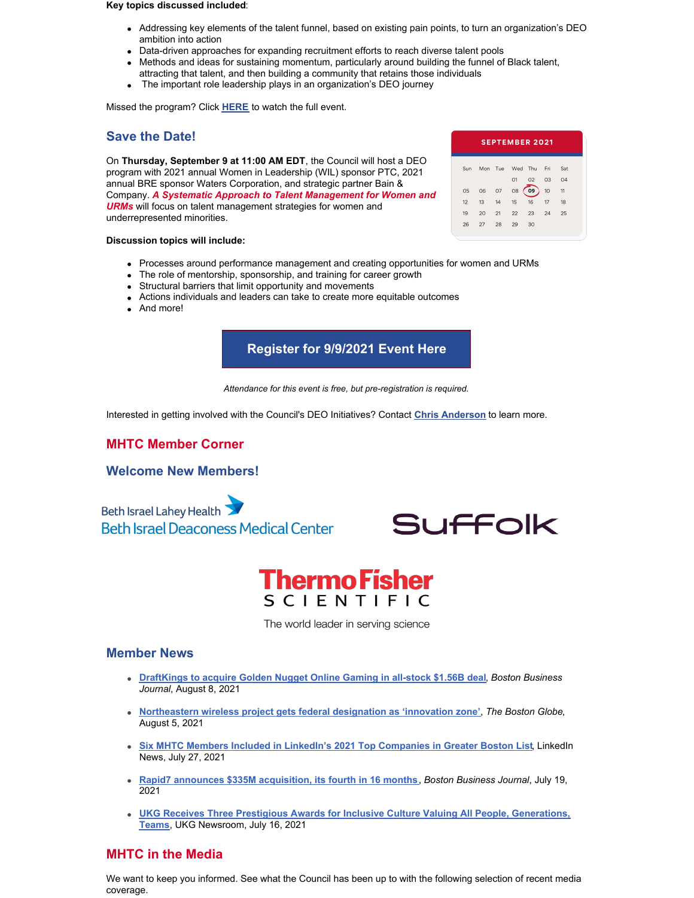**Key topics discussed included**:

- Addressing key elements of the talent funnel, based on existing pain points, to turn an organization's DEO ambition into action
- Data-driven approaches for expanding recruitment efforts to reach diverse talent pools
- Methods and ideas for sustaining momentum, particularly around building the funnel of Black talent, attracting that talent, and then building a community that retains those individuals
- The important role leadership plays in an organization's DEO journey

Missed the program? Click **HERE** to watch the full event.

## Save the Date!

On **Thursday, September 9 at 11:00 AM EDT**, the Council will host a DEO program with 2021 annual Women in Leadership (WIL) sponsor PTC, 2021 annual BRE sponsor Waters Corporation, and strategic partner Bain & Company. ***A Systematic Approach to Talent Management for Women and URMs*** will focus on talent management strategies for women and underrepresented minorities.

**Discussion topics will include:**

- Processes around performance management and creating opportunities for women and URMs
- The role of mentorship, sponsorship, and training for career growth
- Structural barriers that limit opportunity and movements
- Actions individuals and leaders can take to create more equitable outcomes
- And more!

**Register for 9/9/2021 Event Here**

*Attendance for this event is free, but pre-registration is required.*

Interested in getting involved with the Council's DEO Initiatives? Contact **Chris Anderson** to learn more.

## MHTC Member Corner

## Welcome New Members!

Beth Israel Lahey Health
Beth Israel Deaconess Medical Center

Suffolk

ThermoFisher SCIENTIFIC
The world leader in serving science

## Member News

- **DraftKings to acquire Golden Nugget Online Gaming in all-stock $1.56B deal**, *Boston Business Journal*, August 8, 2021
- **Northeastern wireless project gets federal designation as 'innovation zone'**, *The Boston Globe*, August 5, 2021
- **Six MHTC Members Included in LinkedIn's 2021 Top Companies in Greater Boston List**, LinkedIn News, July 27, 2021
- **Rapid7 announces $335M acquisition, its fourth in 16 months**, *Boston Business Journal*, July 19, 2021
- **UKG Receives Three Prestigious Awards for Inclusive Culture Valuing All People, Generations, Teams**, UKG Newsroom, July 16, 2021

## MHTC in the Media

We want to keep you informed. See what the Council has been up to with the following selection of recent media coverage.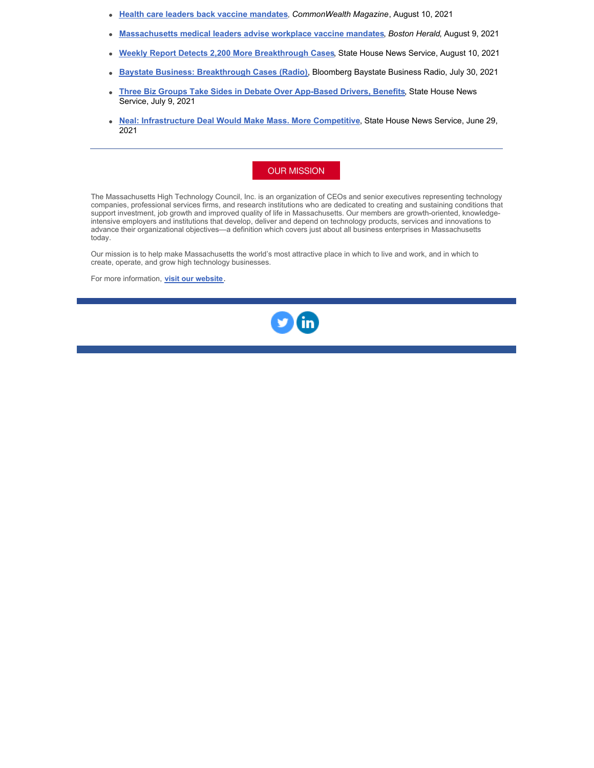- **Health care leaders back vaccine mandates**, *CommonWealth Magazine*, August 10, 2021
- **Massachusetts medical leaders advise workplace vaccine mandates**, *Boston Herald*, August 9, 2021
- **Weekly Report Detects 2,200 More Breakthrough Cases**, State House News Service, August 10, 2021
- **Baystate Business: Breakthrough Cases (Radio)**, Bloomberg Baystate Business Radio, July 30, 2021
- **Three Biz Groups Take Sides in Debate Over App-Based Drivers, Benefits**, State House News Service, July 9, 2021
- **Neal: Infrastructure Deal Would Make Mass. More Competitive**, State House News Service, June 29, 2021

---

## OUR MISSION

The Massachusetts High Technology Council, Inc. is an organization of CEOs and senior executives representing technology companies, professional services firms, and research institutions who are dedicated to creating and sustaining conditions that support investment, job growth and improved quality of life in Massachusetts. Our members are growth-oriented, knowledge-intensive employers and institutions that develop, deliver and depend on technology products, services and innovations to advance their organizational objectives—a definition which covers just about all business enterprises in Massachusetts today.

Our mission is to help make Massachusetts the world's most attractive place in which to live and work, and in which to create, operate, and grow high technology businesses.

For more information, **visit our website**.